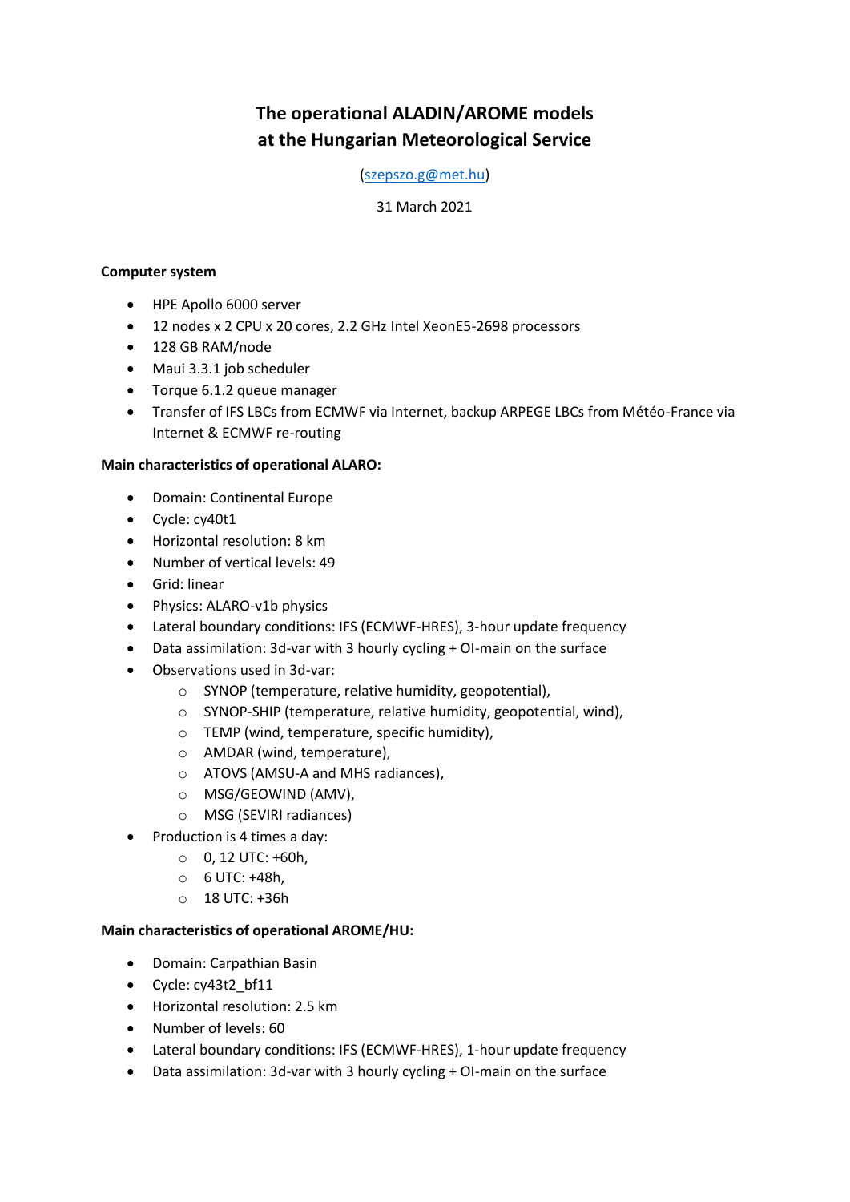# The operational ALADIN/AROME models at the Hungarian Meteorological Service

(szepszo.g@met.hu)

31 March 2021

**Computer system**

- HPE Apollo 6000 server
- 12 nodes x 2 CPU x 20 cores, 2.2 GHz Intel XeonE5-2698 processors
- 128 GB RAM/node
- Maui 3.3.1 job scheduler
- Torque 6.1.2 queue manager
- Transfer of IFS LBCs from ECMWF via Internet, backup ARPEGE LBCs from Météo-France via Internet & ECMWF re-routing

**Main characteristics of operational ALARO:**

- Domain: Continental Europe
- Cycle: cy40t1
- Horizontal resolution: 8 km
- Number of vertical levels: 49
- Grid: linear
- Physics: ALARO-v1b physics
- Lateral boundary conditions: IFS (ECMWF-HRES), 3-hour update frequency
- Data assimilation: 3d-var with 3 hourly cycling + OI-main on the surface
- Observations used in 3d-var:
  - SYNOP (temperature, relative humidity, geopotential),
  - SYNOP-SHIP (temperature, relative humidity, geopotential, wind),
  - TEMP (wind, temperature, specific humidity),
  - AMDAR (wind, temperature),
  - ATOVS (AMSU-A and MHS radiances),
  - MSG/GEOWIND (AMV),
  - MSG (SEVIRI radiances)
- Production is 4 times a day:
  - 0, 12 UTC: +60h,
  - 6 UTC: +48h,
  - 18 UTC: +36h

**Main characteristics of operational AROME/HU:**

- Domain: Carpathian Basin
- Cycle: cy43t2_bf11
- Horizontal resolution: 2.5 km
- Number of levels: 60
- Lateral boundary conditions: IFS (ECMWF-HRES), 1-hour update frequency
- Data assimilation: 3d-var with 3 hourly cycling + OI-main on the surface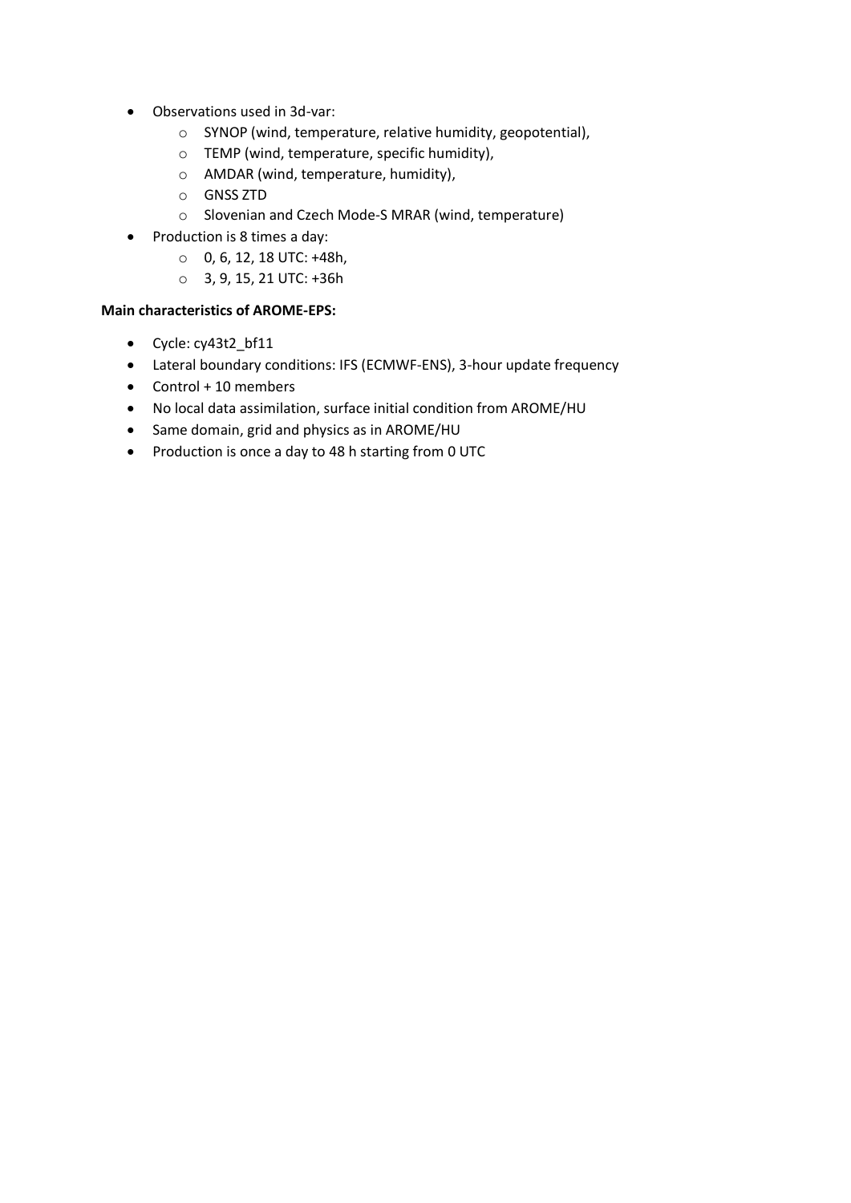- Observations used in 3d-var:
  - SYNOP (wind, temperature, relative humidity, geopotential),
  - TEMP (wind, temperature, specific humidity),
  - AMDAR (wind, temperature, humidity),
  - GNSS ZTD
  - Slovenian and Czech Mode-S MRAR (wind, temperature)
- Production is 8 times a day:
  - 0, 6, 12, 18 UTC: +48h,
  - 3, 9, 15, 21 UTC: +36h

**Main characteristics of AROME-EPS:**

- Cycle: cy43t2_bf11
- Lateral boundary conditions: IFS (ECMWF-ENS), 3-hour update frequency
- Control + 10 members
- No local data assimilation, surface initial condition from AROME/HU
- Same domain, grid and physics as in AROME/HU
- Production is once a day to 48 h starting from 0 UTC